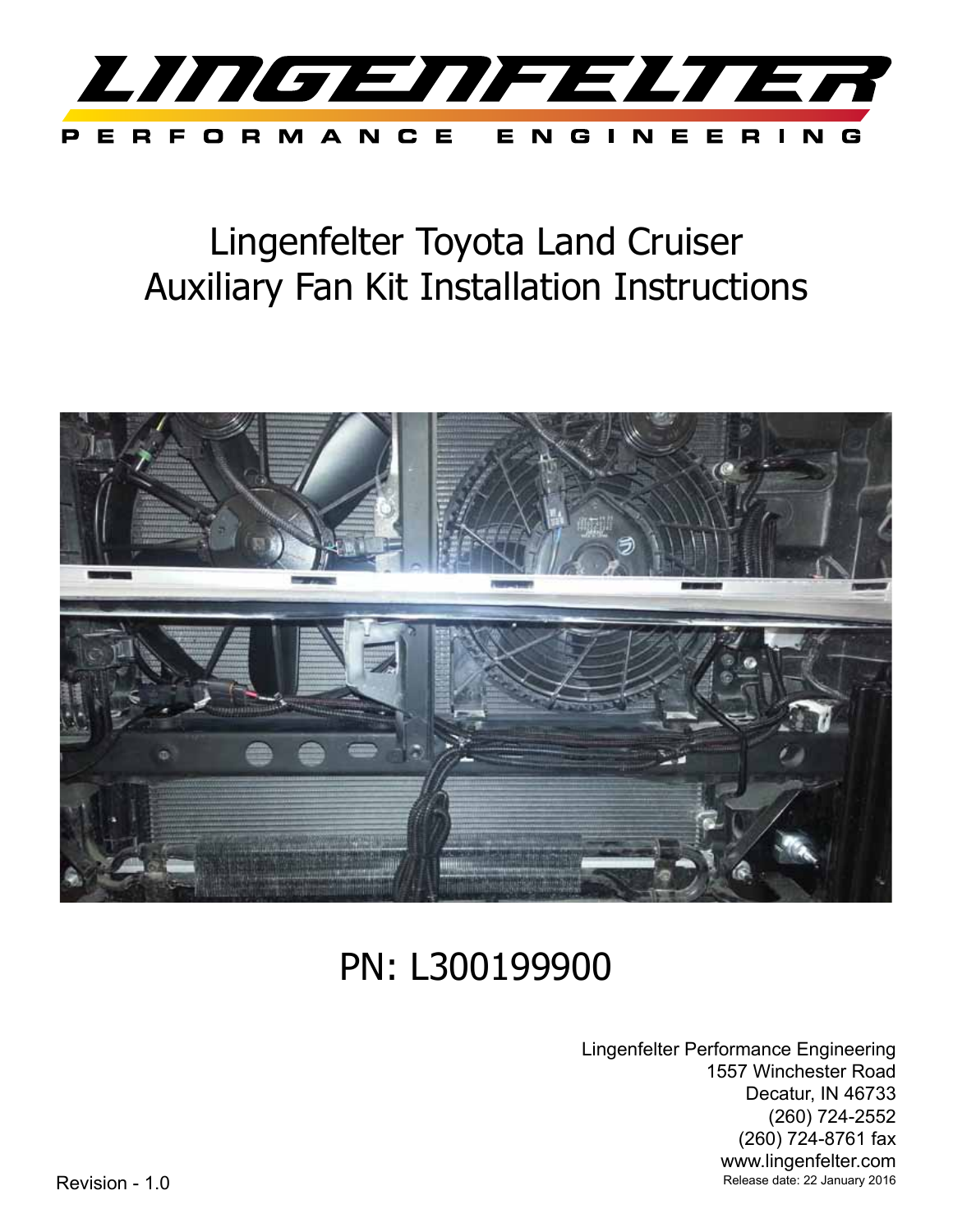# LINGENFELTER

PERFORMANCE ENGINEERING

# Lingenfelter Toyota Land Cruiser Auxiliary Fan Kit Installation Instructions

## PN: L300199900

Lingenfelter Performance Engineering
1557 Winchester Road
Decatur, IN 46733
(260) 724-2552
(260) 724-8761 fax
www.lingenfelter.com
Release date: 22 January 2016

Revision - 1.0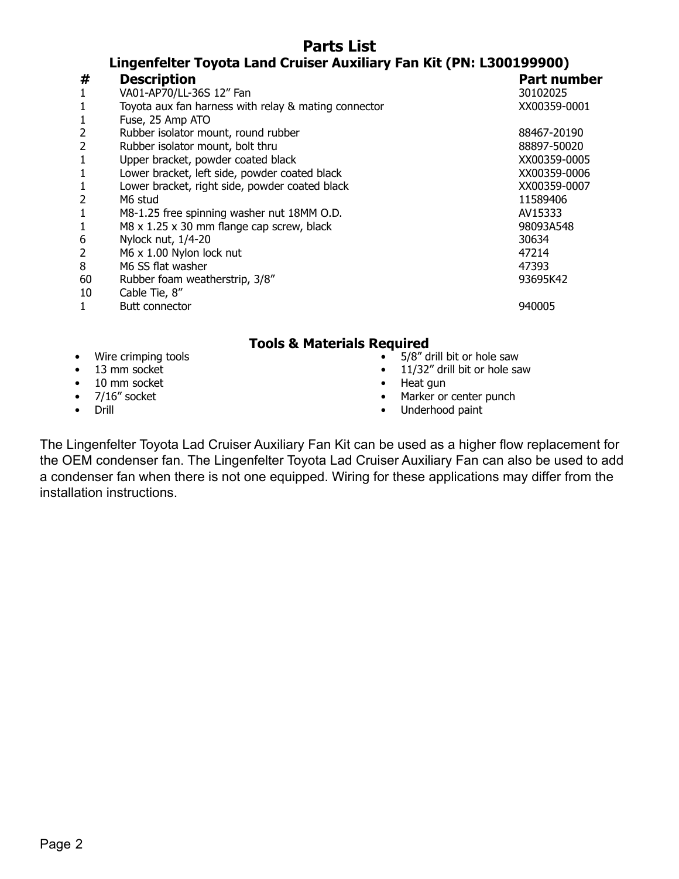# Parts List

## Lingenfelter Toyota Land Cruiser Auxiliary Fan Kit (PN: L300199900)

| # | Description | Part number |
|---|---|---|
| 1 | VA01-AP70/LL-36S 12” Fan | 30102025 |
| 1 | Toyota aux fan harness with relay & mating connector | XX00359-0001 |
| 1 | Fuse, 25 Amp ATO | |
| 2 | Rubber isolator mount, round rubber | 88467-20190 |
| 2 | Rubber isolator mount, bolt thru | 88897-50020 |
| 1 | Upper bracket, powder coated black | XX00359-0005 |
| 1 | Lower bracket, left side, powder coated black | XX00359-0006 |
| 1 | Lower bracket, right side, powder coated black | XX00359-0007 |
| 2 | M6 stud | 11589406 |
| 1 | M8-1.25 free spinning washer nut 18MM O.D. | AV15333 |
| 1 | M8 x 1.25 x 30 mm flange cap screw, black | 98093A548 |
| 6 | Nylock nut, 1/4-20 | 30634 |
| 2 | M6 x 1.00 Nylon lock nut | 47214 |
| 8 | M6 SS flat washer | 47393 |
| 60 | Rubber foam weatherstrip, 3/8” | 93695K42 |
| 10 | Cable Tie, 8” | |
| 1 | Butt connector | 940005 |

## Tools & Materials Required

- Wire crimping tools
- 13 mm socket
- 10 mm socket
- 7/16” socket
- Drill
- 5/8” drill bit or hole saw
- 11/32” drill bit or hole saw
- Heat gun
- Marker or center punch
- Underhood paint

The Lingenfelter Toyota Lad Cruiser Auxiliary Fan Kit can be used as a higher flow replacement for the OEM condenser fan. The Lingenfelter Toyota Lad Cruiser Auxiliary Fan can also be used to add a condenser fan when there is not one equipped. Wiring for these applications may differ from the installation instructions.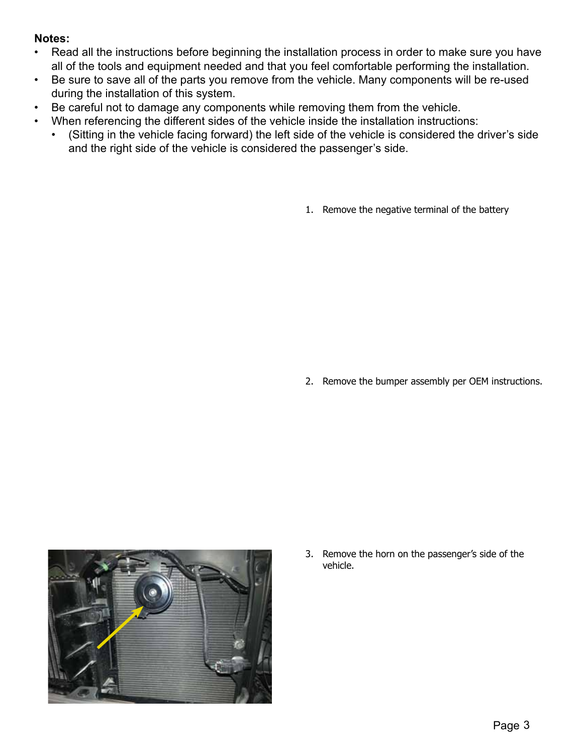**Notes:**

- Read all the instructions before beginning the installation process in order to make sure you have all of the tools and equipment needed and that you feel comfortable performing the installation.
- Be sure to save all of the parts you remove from the vehicle. Many components will be re-used during the installation of this system.
- Be careful not to damage any components while removing them from the vehicle.
- When referencing the different sides of the vehicle inside the installation instructions:
  - (Sitting in the vehicle facing forward) the left side of the vehicle is considered the driver's side and the right side of the vehicle is considered the passenger's side.

1. Remove the negative terminal of the battery

2. Remove the bumper assembly per OEM instructions.

3. Remove the horn on the passenger's side of the vehicle.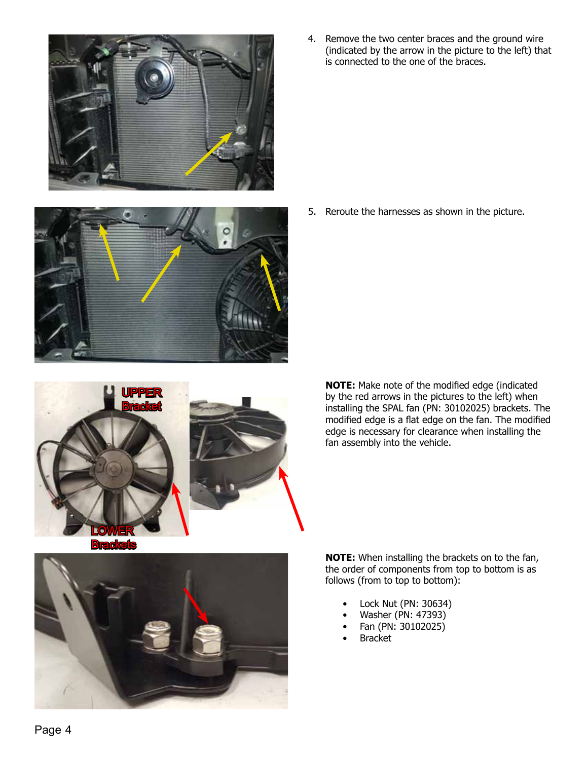4. Remove the two center braces and the ground wire (indicated by the arrow in the picture to the left) that is connected to the one of the braces.

5. Reroute the harnesses as shown in the picture.

**NOTE:** Make note of the modified edge (indicated by the red arrows in the pictures to the left) when installing the SPAL fan (PN: 30102025) brackets. The modified edge is a flat edge on the fan. The modified edge is necessary for clearance when installing the fan assembly into the vehicle.

**NOTE:** When installing the brackets on to the fan, the order of components from top to bottom is as follows (from to top to bottom):

- Lock Nut (PN: 30634)
- Washer (PN: 47393)
- Fan (PN: 30102025)
- Bracket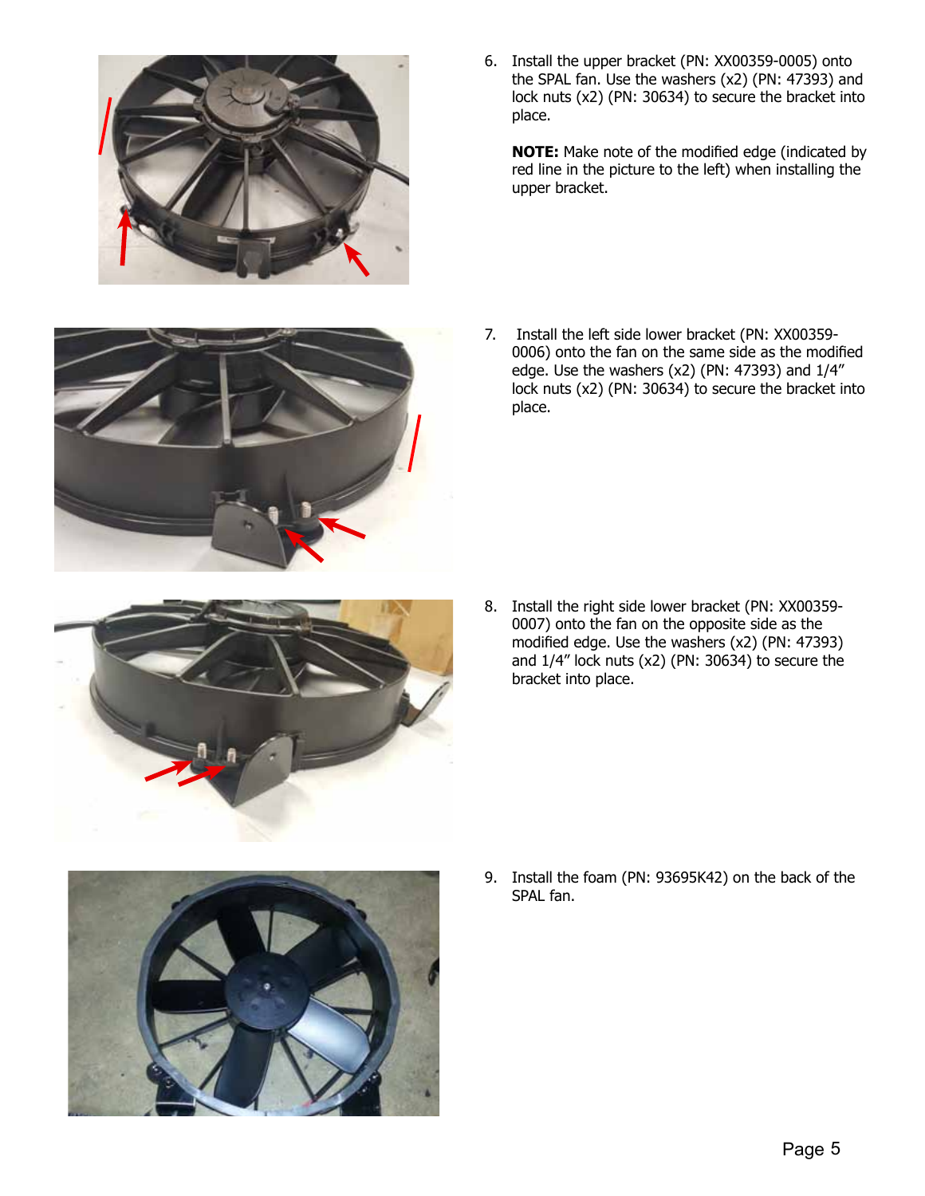6. Install the upper bracket (PN: XX00359-0005) onto the SPAL fan. Use the washers (x2) (PN: 47393) and lock nuts (x2) (PN: 30634) to secure the bracket into place.

   **NOTE:** Make note of the modified edge (indicated by red line in the picture to the left) when installing the upper bracket.

7. Install the left side lower bracket (PN: XX00359-0006) onto the fan on the same side as the modified edge. Use the washers (x2) (PN: 47393) and 1/4" lock nuts (x2) (PN: 30634) to secure the bracket into place.

8. Install the right side lower bracket (PN: XX00359-0007) onto the fan on the opposite side as the modified edge. Use the washers (x2) (PN: 47393) and 1/4" lock nuts (x2) (PN: 30634) to secure the bracket into place.

9. Install the foam (PN: 93695K42) on the back of the SPAL fan.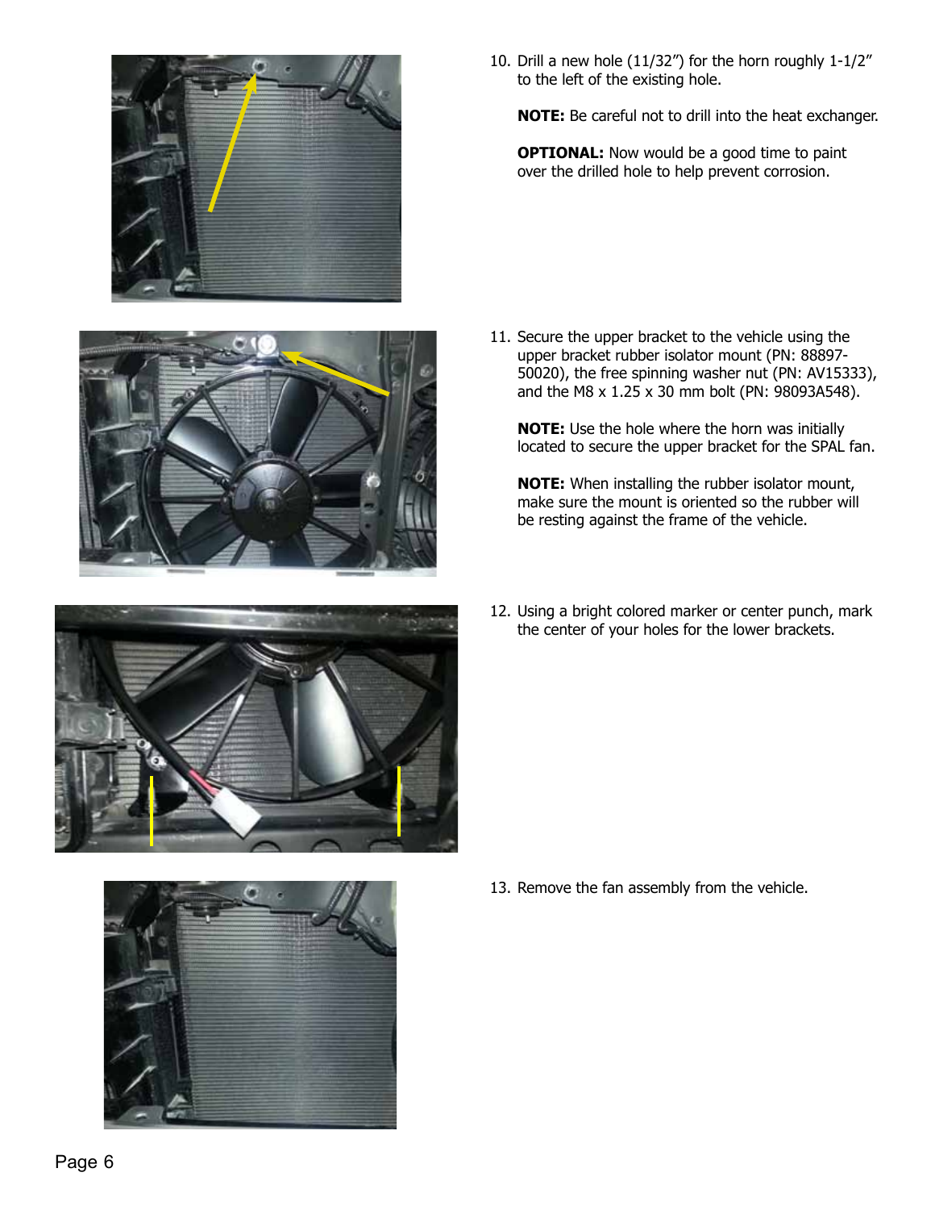10. Drill a new hole (11/32”) for the horn roughly 1-1/2” to the left of the existing hole.

    **NOTE:** Be careful not to drill into the heat exchanger.

    **OPTIONAL:** Now would be a good time to paint over the drilled hole to help prevent corrosion.

11. Secure the upper bracket to the vehicle using the upper bracket rubber isolator mount (PN: 88897-50020), the free spinning washer nut (PN: AV15333), and the M8 x 1.25 x 30 mm bolt (PN: 98093A548).

    **NOTE:** Use the hole where the horn was initially located to secure the upper bracket for the SPAL fan.

    **NOTE:** When installing the rubber isolator mount, make sure the mount is oriented so the rubber will be resting against the frame of the vehicle.

12. Using a bright colored marker or center punch, mark the center of your holes for the lower brackets.

13. Remove the fan assembly from the vehicle.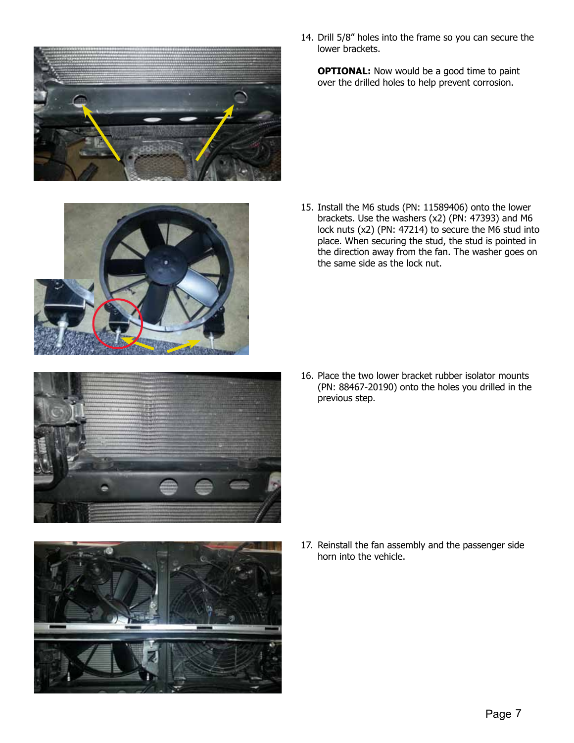14. Drill 5/8” holes into the frame so you can secure the lower brackets.

    **OPTIONAL:** Now would be a good time to paint over the drilled holes to help prevent corrosion.

15. Install the M6 studs (PN: 11589406) onto the lower brackets. Use the washers (x2) (PN: 47393) and M6 lock nuts (x2) (PN: 47214) to secure the M6 stud into place. When securing the stud, the stud is pointed in the direction away from the fan. The washer goes on the same side as the lock nut.

16. Place the two lower bracket rubber isolator mounts (PN: 88467-20190) onto the holes you drilled in the previous step.

17. Reinstall the fan assembly and the passenger side horn into the vehicle.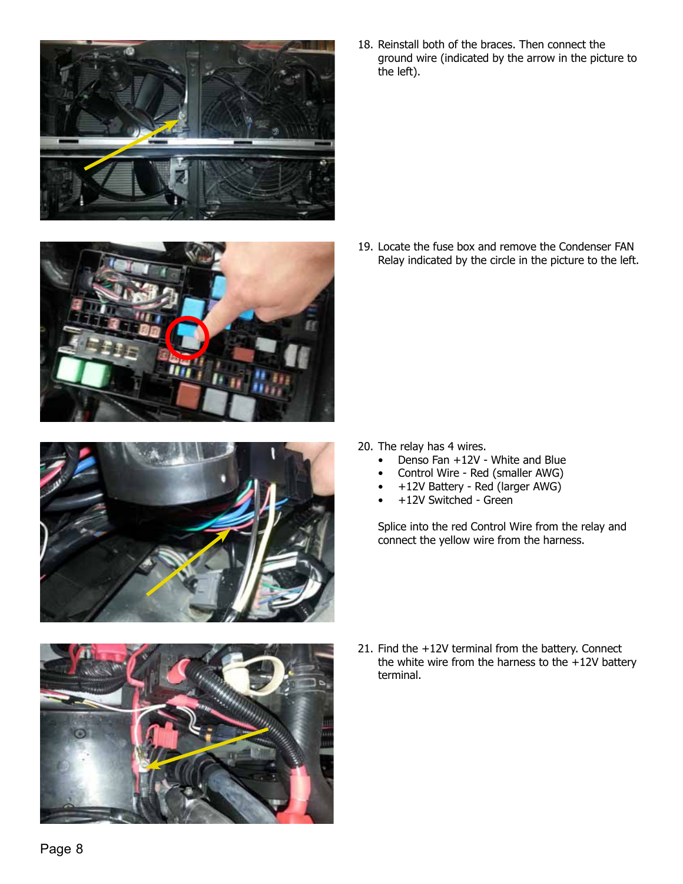18. Reinstall both of the braces. Then connect the ground wire (indicated by the arrow in the picture to the left).

19. Locate the fuse box and remove the Condenser FAN Relay indicated by the circle in the picture to the left.

20. The relay has 4 wires.
    - Denso Fan +12V - White and Blue
    - Control Wire - Red (smaller AWG)
    - +12V Battery - Red (larger AWG)
    - +12V Switched - Green

    Splice into the red Control Wire from the relay and connect the yellow wire from the harness.

21. Find the +12V terminal from the battery. Connect the white wire from the harness to the +12V battery terminal.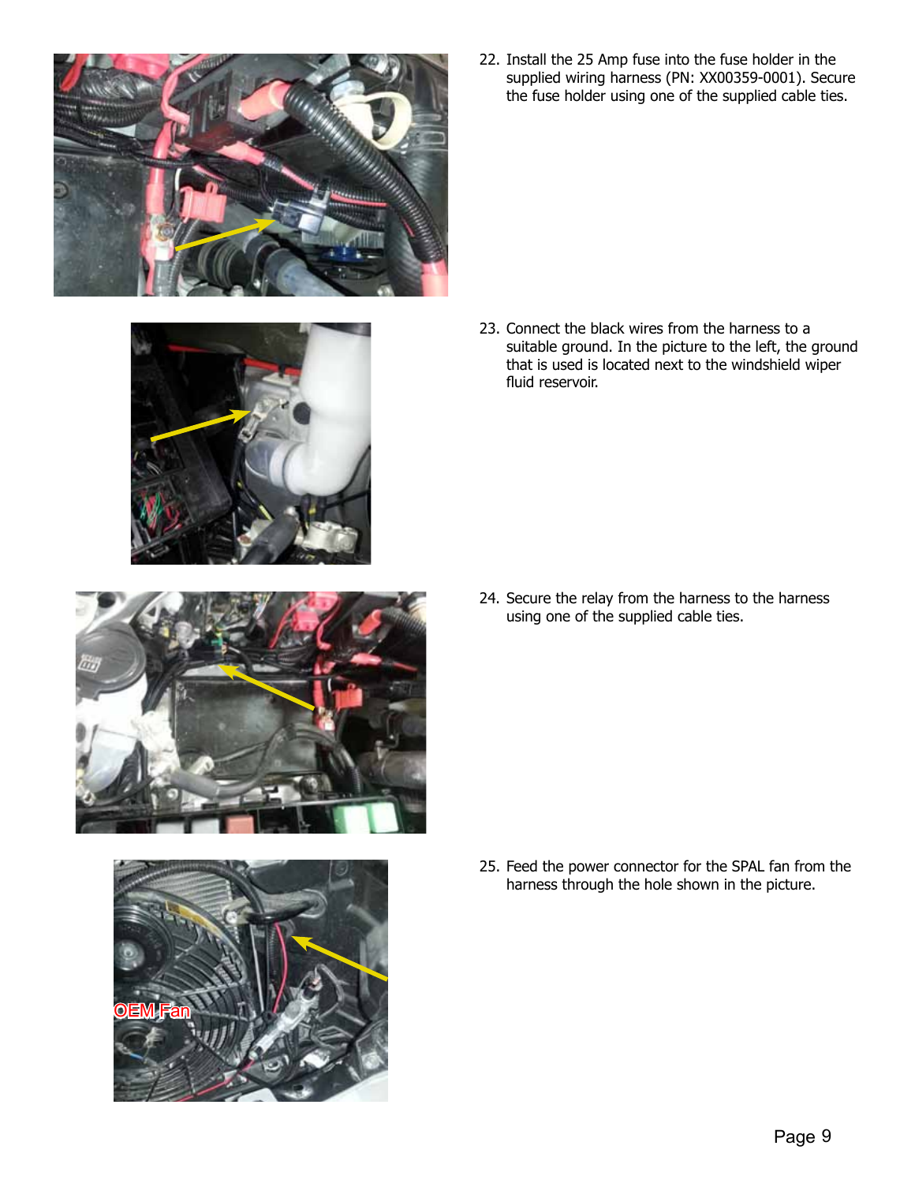22. Install the 25 Amp fuse into the fuse holder in the supplied wiring harness (PN: XX00359-0001). Secure the fuse holder using one of the supplied cable ties.

23. Connect the black wires from the harness to a suitable ground. In the picture to the left, the ground that is used is located next to the windshield wiper fluid reservoir.

24. Secure the relay from the harness to the harness using one of the supplied cable ties.

25. Feed the power connector for the SPAL fan from the harness through the hole shown in the picture.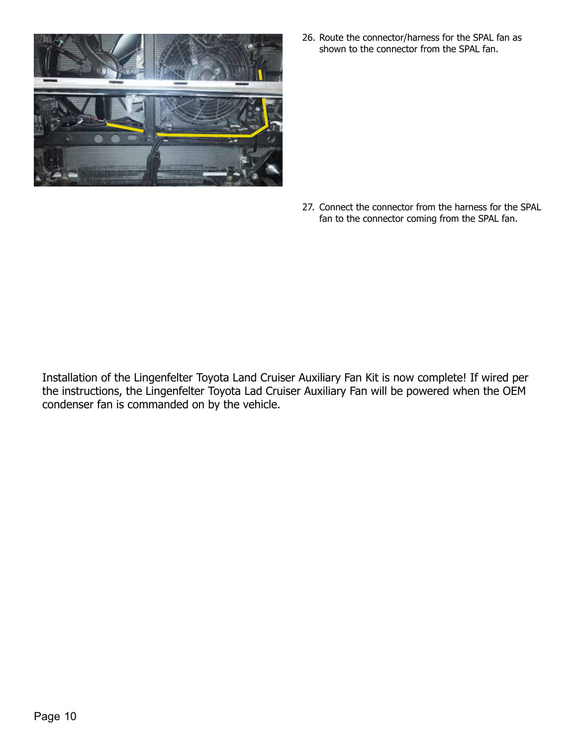26. Route the connector/harness for the SPAL fan as shown to the connector from the SPAL fan.

27. Connect the connector from the harness for the SPAL fan to the connector coming from the SPAL fan.

Installation of the Lingenfelter Toyota Land Cruiser Auxiliary Fan Kit is now complete! If wired per the instructions, the Lingenfelter Toyota Lad Cruiser Auxiliary Fan will be powered when the OEM condenser fan is commanded on by the vehicle.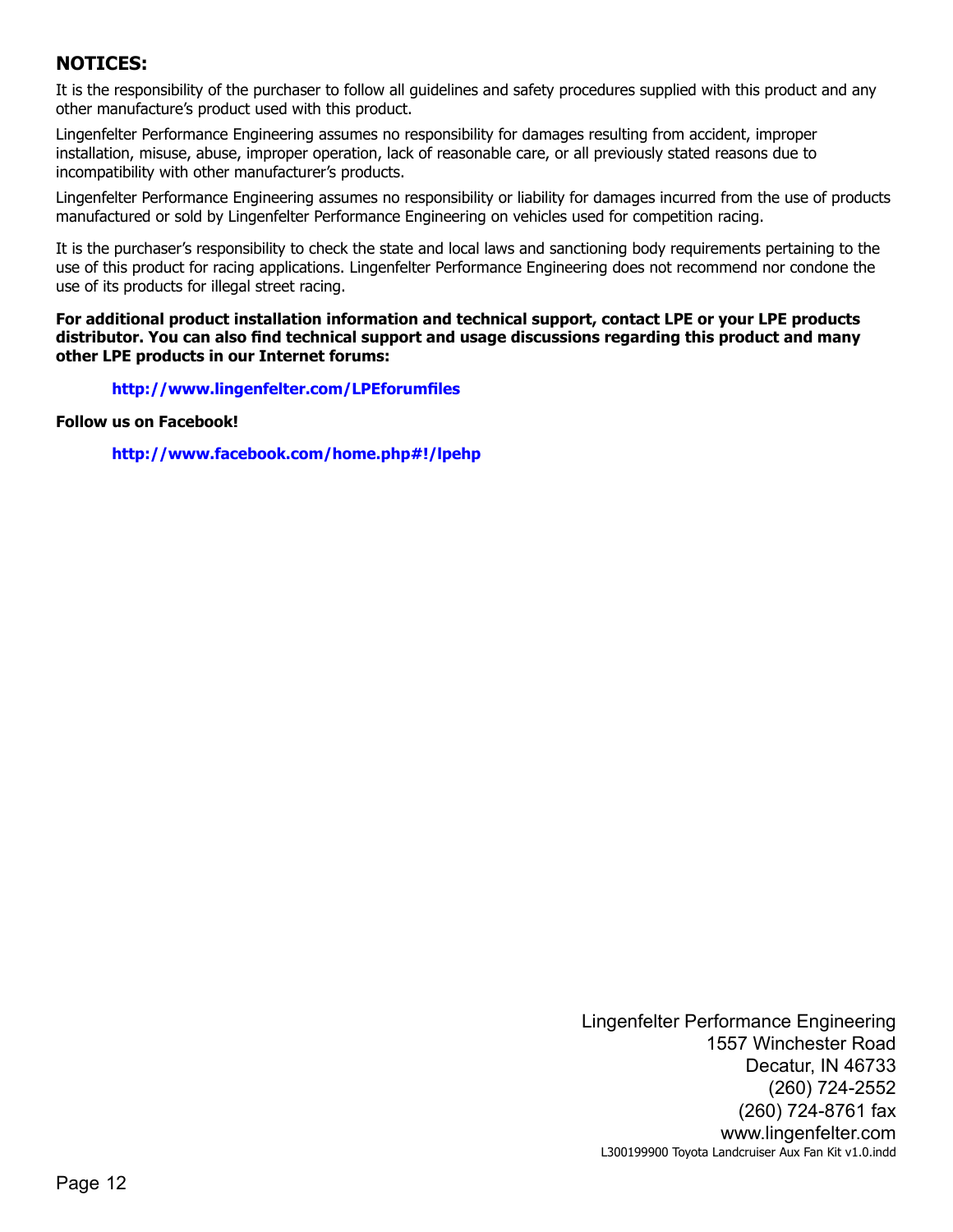## NOTICES:

It is the responsibility of the purchaser to follow all guidelines and safety procedures supplied with this product and any other manufacture's product used with this product.

Lingenfelter Performance Engineering assumes no responsibility for damages resulting from accident, improper installation, misuse, abuse, improper operation, lack of reasonable care, or all previously stated reasons due to incompatibility with other manufacturer's products.

Lingenfelter Performance Engineering assumes no responsibility or liability for damages incurred from the use of products manufactured or sold by Lingenfelter Performance Engineering on vehicles used for competition racing.

It is the purchaser's responsibility to check the state and local laws and sanctioning body requirements pertaining to the use of this product for racing applications. Lingenfelter Performance Engineering does not recommend nor condone the use of its products for illegal street racing.

**For additional product installation information and technical support, contact LPE or your LPE products distributor. You can also find technical support and usage discussions regarding this product and many other LPE products in our Internet forums:**

**http://www.lingenfelter.com/LPEforumfiles**

**Follow us on Facebook!**

**http://www.facebook.com/home.php#!/lpehp**

Lingenfelter Performance Engineering
1557 Winchester Road
Decatur, IN 46733
(260) 724-2552
(260) 724-8761 fax
www.lingenfelter.com
L300199900 Toyota Landcruiser Aux Fan Kit v1.0.indd